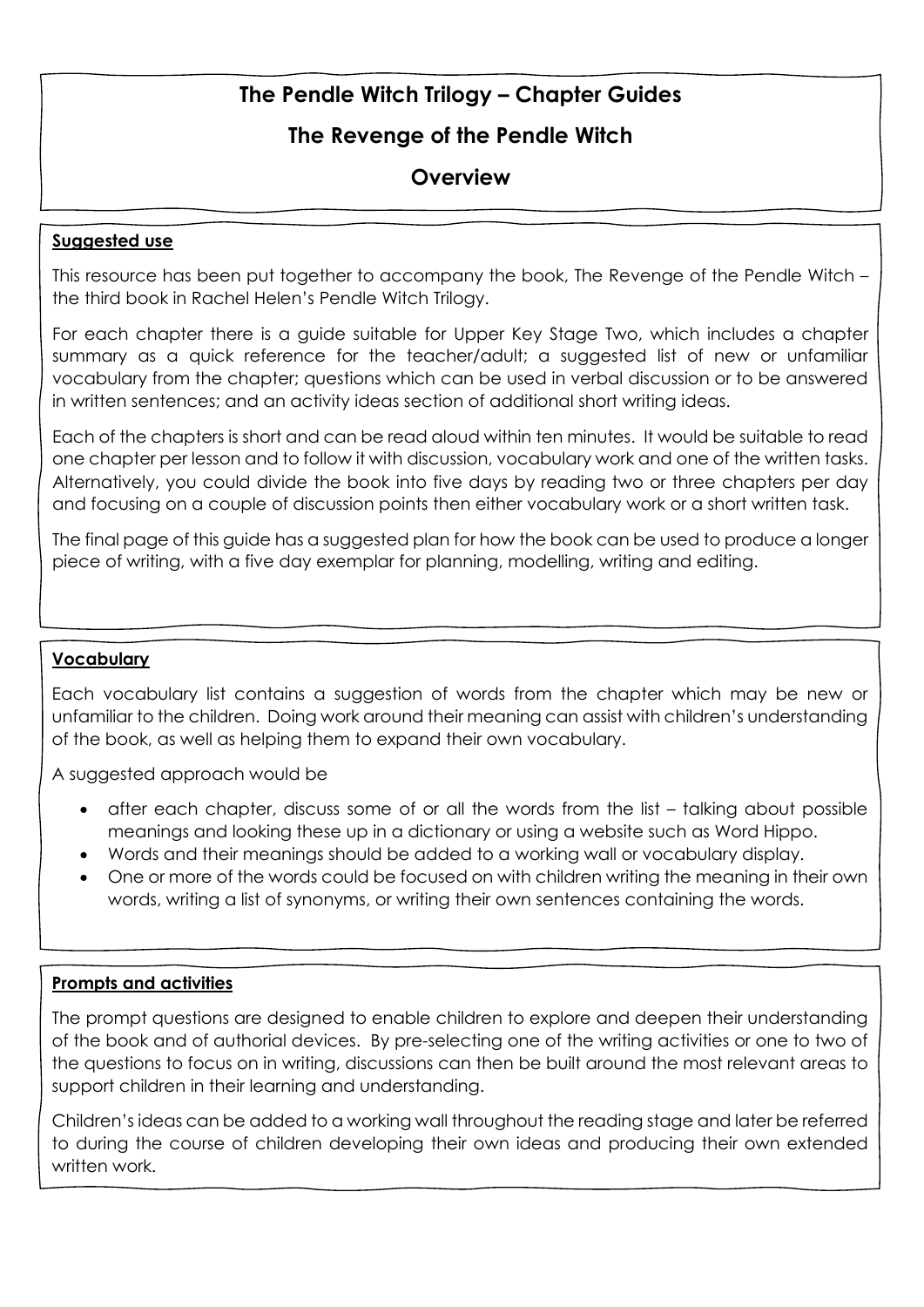# The Pendle Witch Trilogy – Chapter Guides

## The Revenge of the Pendle Witch

## Overview

### Suggested use

This resource has been put together to accompany the book, The Revenge of the Pendle Witch – the third book in Rachel Helen's Pendle Witch Trilogy.

For each chapter there is a guide suitable for Upper Key Stage Two, which includes a chapter summary as a quick reference for the teacher/adult; a suggested list of new or unfamiliar vocabulary from the chapter; questions which can be used in verbal discussion or to be answered in written sentences; and an activity ideas section of additional short writing ideas.

Each of the chapters is short and can be read aloud within ten minutes. It would be suitable to read one chapter per lesson and to follow it with discussion, vocabulary work and one of the written tasks. Alternatively, you could divide the book into five days by reading two or three chapters per day and focusing on a couple of discussion points then either vocabulary work or a short written task.

The final page of this guide has a suggested plan for how the book can be used to produce a longer piece of writing, with a five day exemplar for planning, modelling, writing and editing.

### Vocabulary

Each vocabulary list contains a suggestion of words from the chapter which may be new or unfamiliar to the children. Doing work around their meaning can assist with children's understanding of the book, as well as helping them to expand their own vocabulary.

A suggested approach would be

- after each chapter, discuss some of or all the words from the list – talking about possible meanings and looking these up in a dictionary or using a website such as Word Hippo.
- Words and their meanings should be added to a working wall or vocabulary display.
- One or more of the words could be focused on with children writing the meaning in their own words, writing a list of synonyms, or writing their own sentences containing the words.

### Prompts and activities

The prompt questions are designed to enable children to explore and deepen their understanding of the book and of authorial devices. By pre-selecting one of the writing activities or one to two of the questions to focus on in writing, discussions can then be built around the most relevant areas to support children in their learning and understanding.

Children's ideas can be added to a working wall throughout the reading stage and later be referred to during the course of children developing their own ideas and producing their own extended written work.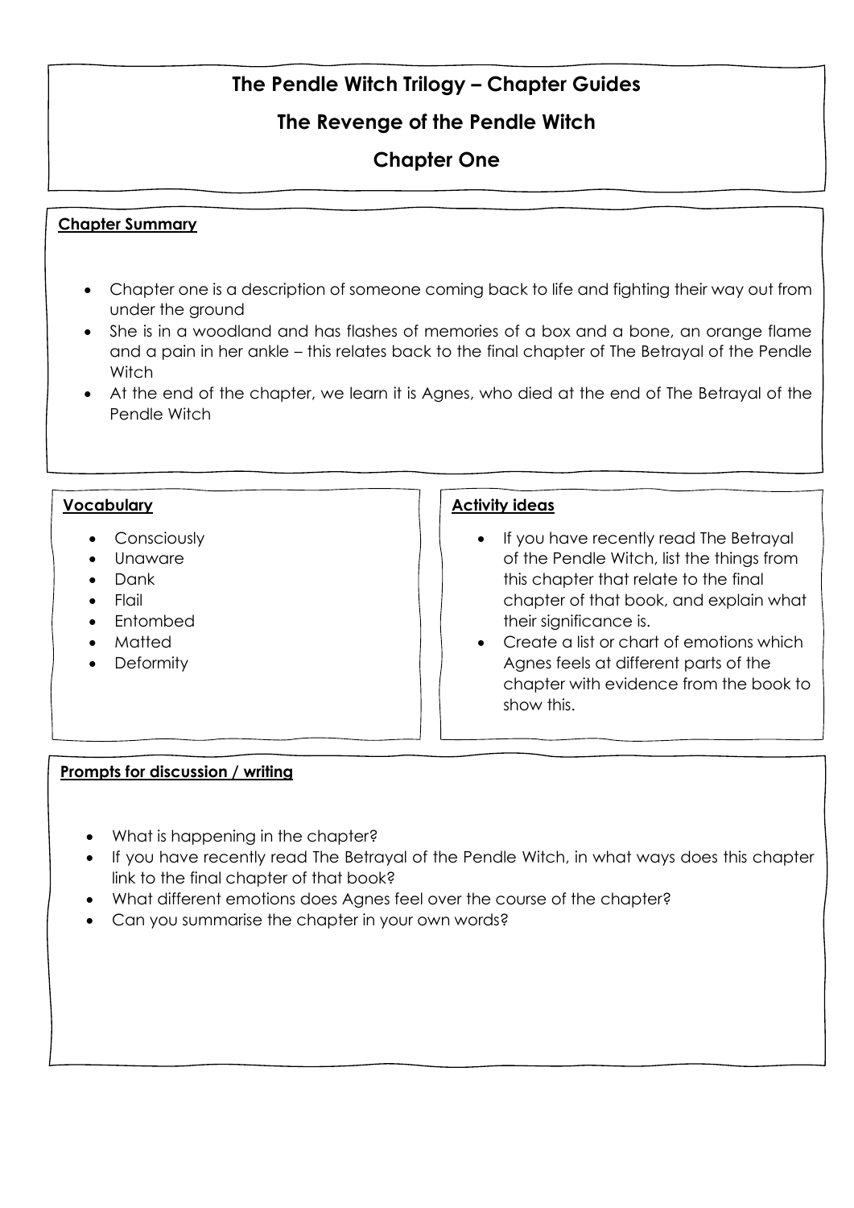# The Pendle Witch Trilogy – Chapter Guides

## The Revenge of the Pendle Witch

## Chapter One

**Chapter Summary**

- Chapter one is a description of someone coming back to life and fighting their way out from under the ground
- She is in a woodland and has flashes of memories of a box and a bone, an orange flame and a pain in her ankle – this relates back to the final chapter of The Betrayal of the Pendle Witch
- At the end of the chapter, we learn it is Agnes, who died at the end of The Betrayal of the Pendle Witch

**Vocabulary**

- Consciously
- Unaware
- Dank
- Flail
- Entombed
- Matted
- Deformity

**Activity ideas**

- If you have recently read The Betrayal of the Pendle Witch, list the things from this chapter that relate to the final chapter of that book, and explain what their significance is.
- Create a list or chart of emotions which Agnes feels at different parts of the chapter with evidence from the book to show this.

**Prompts for discussion / writing**

- What is happening in the chapter?
- If you have recently read The Betrayal of the Pendle Witch, in what ways does this chapter link to the final chapter of that book?
- What different emotions does Agnes feel over the course of the chapter?
- Can you summarise the chapter in your own words?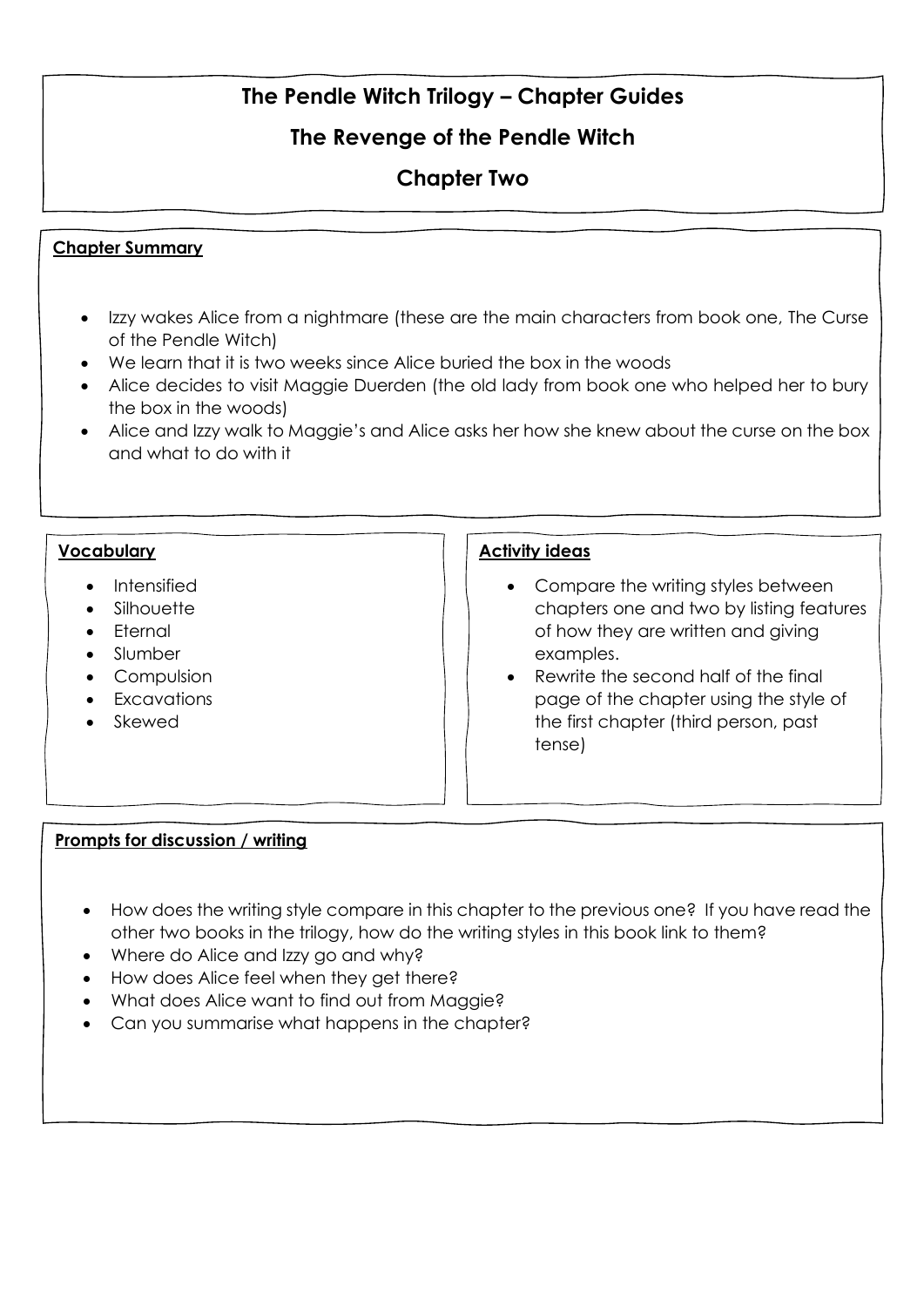# The Pendle Witch Trilogy – Chapter Guides

## The Revenge of the Pendle Witch

## Chapter Two

**Chapter Summary**

- Izzy wakes Alice from a nightmare (these are the main characters from book one, The Curse of the Pendle Witch)
- We learn that it is two weeks since Alice buried the box in the woods
- Alice decides to visit Maggie Duerden (the old lady from book one who helped her to bury the box in the woods)
- Alice and Izzy walk to Maggie's and Alice asks her how she knew about the curse on the box and what to do with it

**Vocabulary**

- Intensified
- Silhouette
- Eternal
- Slumber
- Compulsion
- Excavations
- Skewed

**Activity ideas**

- Compare the writing styles between chapters one and two by listing features of how they are written and giving examples.
- Rewrite the second half of the final page of the chapter using the style of the first chapter (third person, past tense)

**Prompts for discussion / writing**

- How does the writing style compare in this chapter to the previous one? If you have read the other two books in the trilogy, how do the writing styles in this book link to them?
- Where do Alice and Izzy go and why?
- How does Alice feel when they get there?
- What does Alice want to find out from Maggie?
- Can you summarise what happens in the chapter?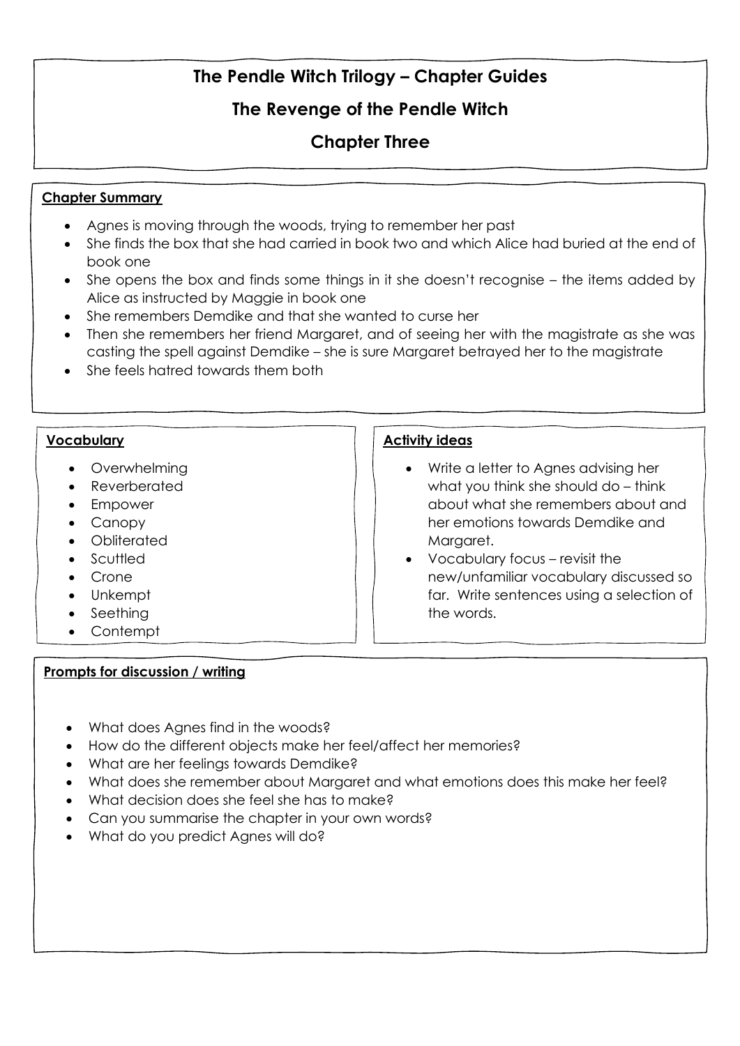# The Pendle Witch Trilogy – Chapter Guides

## The Revenge of the Pendle Witch

## Chapter Three

**Chapter Summary**

- Agnes is moving through the woods, trying to remember her past
- She finds the box that she had carried in book two and which Alice had buried at the end of book one
- She opens the box and finds some things in it she doesn't recognise – the items added by Alice as instructed by Maggie in book one
- She remembers Demdike and that she wanted to curse her
- Then she remembers her friend Margaret, and of seeing her with the magistrate as she was casting the spell against Demdike – she is sure Margaret betrayed her to the magistrate
- She feels hatred towards them both

**Vocabulary**

- Overwhelming
- Reverberated
- Empower
- Canopy
- Obliterated
- Scuttled
- Crone
- Unkempt
- Seething
- Contempt

**Activity ideas**

- Write a letter to Agnes advising her what you think she should do – think about what she remembers about and her emotions towards Demdike and Margaret.
- Vocabulary focus – revisit the new/unfamiliar vocabulary discussed so far. Write sentences using a selection of the words.

**Prompts for discussion / writing**

- What does Agnes find in the woods?
- How do the different objects make her feel/affect her memories?
- What are her feelings towards Demdike?
- What does she remember about Margaret and what emotions does this make her feel?
- What decision does she feel she has to make?
- Can you summarise the chapter in your own words?
- What do you predict Agnes will do?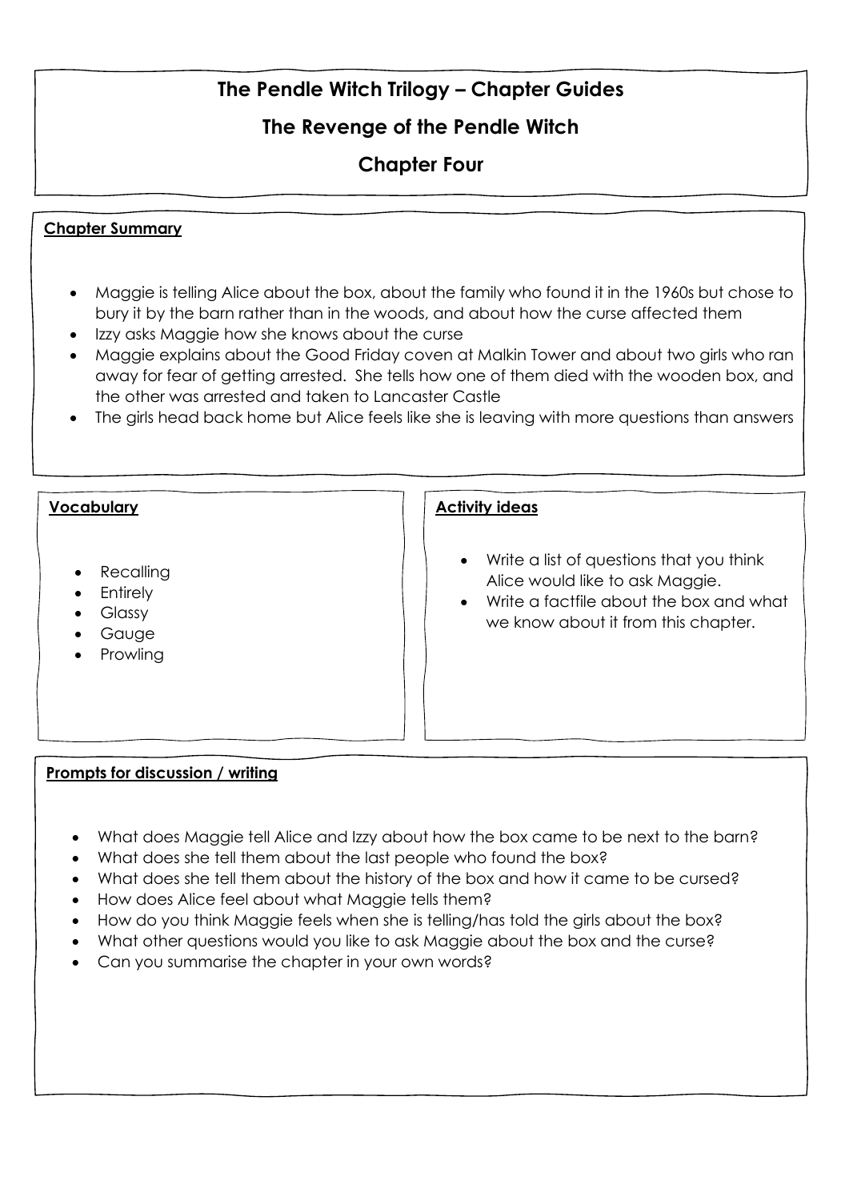# The Pendle Witch Trilogy – Chapter Guides

## The Revenge of the Pendle Witch

## Chapter Four

**Chapter Summary**

- Maggie is telling Alice about the box, about the family who found it in the 1960s but chose to bury it by the barn rather than in the woods, and about how the curse affected them
- Izzy asks Maggie how she knows about the curse
- Maggie explains about the Good Friday coven at Malkin Tower and about two girls who ran away for fear of getting arrested. She tells how one of them died with the wooden box, and the other was arrested and taken to Lancaster Castle
- The girls head back home but Alice feels like she is leaving with more questions than answers

**Vocabulary**

- Recalling
- Entirely
- Glassy
- Gauge
- Prowling

**Activity ideas**

- Write a list of questions that you think Alice would like to ask Maggie.
- Write a factfile about the box and what we know about it from this chapter.

**Prompts for discussion / writing**

- What does Maggie tell Alice and Izzy about how the box came to be next to the barn?
- What does she tell them about the last people who found the box?
- What does she tell them about the history of the box and how it came to be cursed?
- How does Alice feel about what Maggie tells them?
- How do you think Maggie feels when she is telling/has told the girls about the box?
- What other questions would you like to ask Maggie about the box and the curse?
- Can you summarise the chapter in your own words?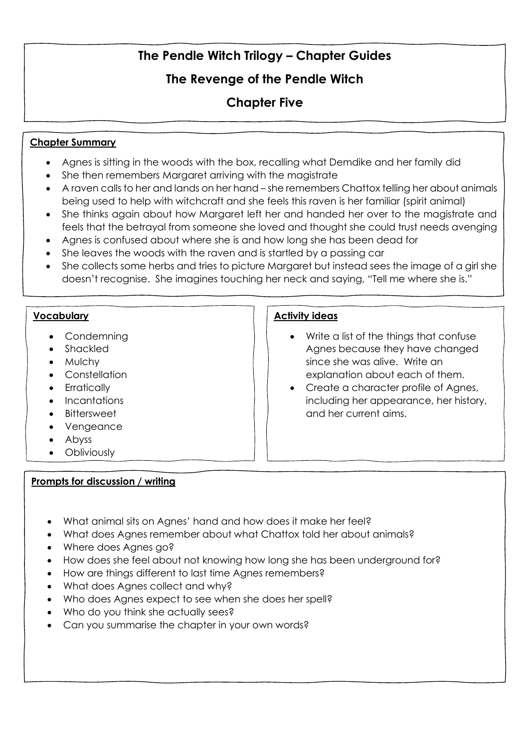# The Pendle Witch Trilogy – Chapter Guides

## The Revenge of the Pendle Witch

## Chapter Five

**Chapter Summary**

- Agnes is sitting in the woods with the box, recalling what Demdike and her family did
- She then remembers Margaret arriving with the magistrate
- A raven calls to her and lands on her hand – she remembers Chattox telling her about animals being used to help with witchcraft and she feels this raven is her familiar (spirit animal)
- She thinks again about how Margaret left her and handed her over to the magistrate and feels that the betrayal from someone she loved and thought she could trust needs avenging
- Agnes is confused about where she is and how long she has been dead for
- She leaves the woods with the raven and is startled by a passing car
- She collects some herbs and tries to picture Margaret but instead sees the image of a girl she doesn't recognise. She imagines touching her neck and saying, "Tell me where she is."

**Vocabulary**

- Condemning
- Shackled
- Mulchy
- Constellation
- Erratically
- Incantations
- Bittersweet
- Vengeance
- Abyss
- Obliviously

**Activity ideas**

- Write a list of the things that confuse Agnes because they have changed since she was alive. Write an explanation about each of them.
- Create a character profile of Agnes, including her appearance, her history, and her current aims.

**Prompts for discussion / writing**

- What animal sits on Agnes' hand and how does it make her feel?
- What does Agnes remember about what Chattox told her about animals?
- Where does Agnes go?
- How does she feel about not knowing how long she has been underground for?
- How are things different to last time Agnes remembers?
- What does Agnes collect and why?
- Who does Agnes expect to see when she does her spell?
- Who do you think she actually sees?
- Can you summarise the chapter in your own words?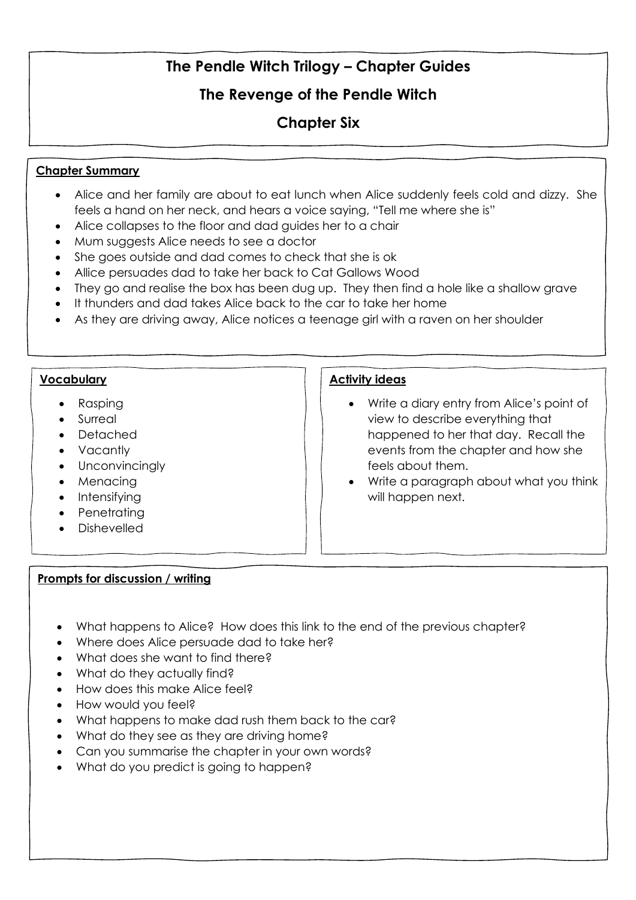# The Pendle Witch Trilogy – Chapter Guides

## The Revenge of the Pendle Witch

## Chapter Six

**Chapter Summary**

- Alice and her family are about to eat lunch when Alice suddenly feels cold and dizzy. She feels a hand on her neck, and hears a voice saying, "Tell me where she is"
- Alice collapses to the floor and dad guides her to a chair
- Mum suggests Alice needs to see a doctor
- She goes outside and dad comes to check that she is ok
- Allice persuades dad to take her back to Cat Gallows Wood
- They go and realise the box has been dug up. They then find a hole like a shallow grave
- It thunders and dad takes Alice back to the car to take her home
- As they are driving away, Alice notices a teenage girl with a raven on her shoulder

**Vocabulary**

- Rasping
- Surreal
- Detached
- Vacantly
- Unconvincingly
- Menacing
- Intensifying
- Penetrating
- Dishevelled

**Activity ideas**

- Write a diary entry from Alice's point of view to describe everything that happened to her that day. Recall the events from the chapter and how she feels about them.
- Write a paragraph about what you think will happen next.

**Prompts for discussion / writing**

- What happens to Alice? How does this link to the end of the previous chapter?
- Where does Alice persuade dad to take her?
- What does she want to find there?
- What do they actually find?
- How does this make Alice feel?
- How would you feel?
- What happens to make dad rush them back to the car?
- What do they see as they are driving home?
- Can you summarise the chapter in your own words?
- What do you predict is going to happen?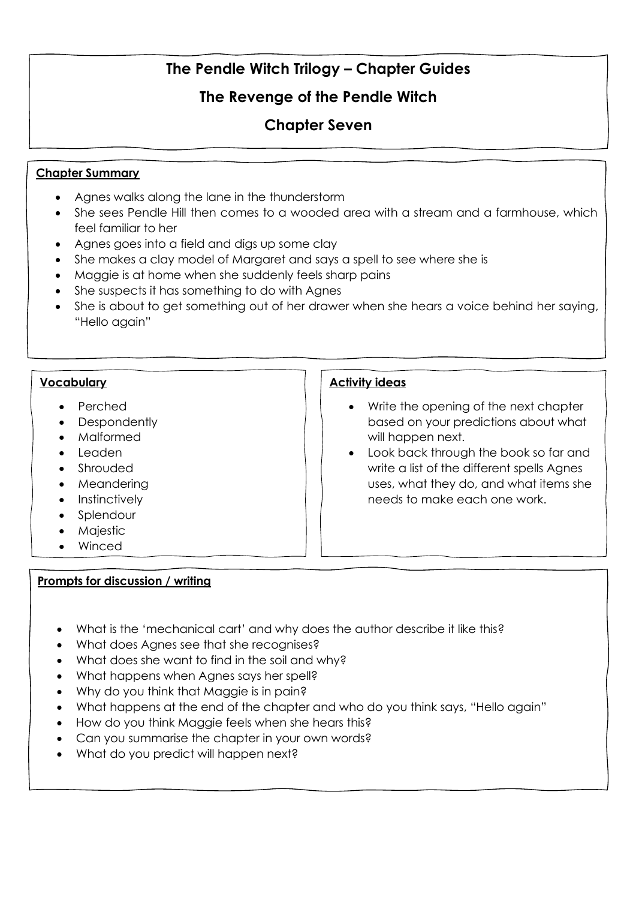# The Pendle Witch Trilogy – Chapter Guides

## The Revenge of the Pendle Witch

## Chapter Seven

### Chapter Summary

- Agnes walks along the lane in the thunderstorm
- She sees Pendle Hill then comes to a wooded area with a stream and a farmhouse, which feel familiar to her
- Agnes goes into a field and digs up some clay
- She makes a clay model of Margaret and says a spell to see where she is
- Maggie is at home when she suddenly feels sharp pains
- She suspects it has something to do with Agnes
- She is about to get something out of her drawer when she hears a voice behind her saying, "Hello again"

### Vocabulary

- Perched
- Despondently
- Malformed
- Leaden
- Shrouded
- Meandering
- Instinctively
- Splendour
- Majestic
- Winced

### Activity ideas

- Write the opening of the next chapter based on your predictions about what will happen next.
- Look back through the book so far and write a list of the different spells Agnes uses, what they do, and what items she needs to make each one work.

### Prompts for discussion / writing

- What is the 'mechanical cart' and why does the author describe it like this?
- What does Agnes see that she recognises?
- What does she want to find in the soil and why?
- What happens when Agnes says her spell?
- Why do you think that Maggie is in pain?
- What happens at the end of the chapter and who do you think says, "Hello again"
- How do you think Maggie feels when she hears this?
- Can you summarise the chapter in your own words?
- What do you predict will happen next?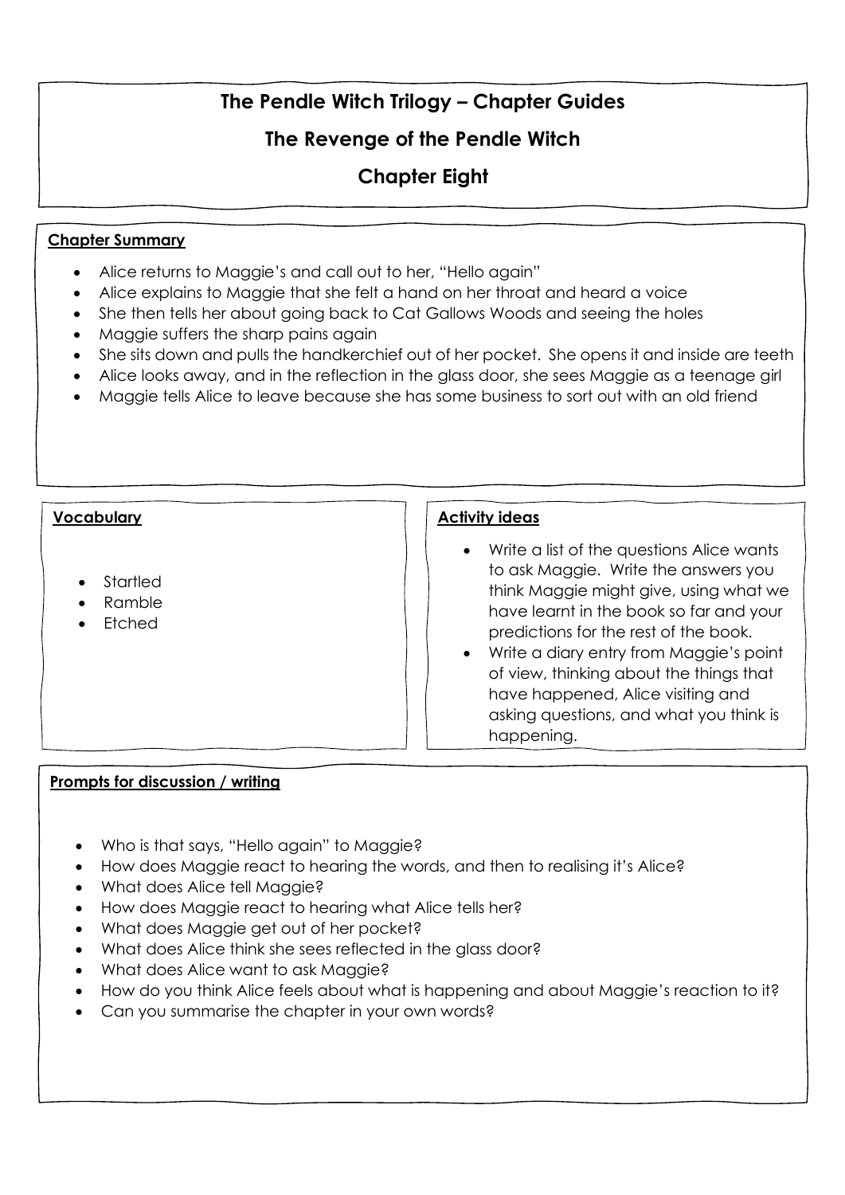# The Pendle Witch Trilogy – Chapter Guides

## The Revenge of the Pendle Witch

## Chapter Eight

### Chapter Summary

- Alice returns to Maggie's and call out to her, "Hello again"
- Alice explains to Maggie that she felt a hand on her throat and heard a voice
- She then tells her about going back to Cat Gallows Woods and seeing the holes
- Maggie suffers the sharp pains again
- She sits down and pulls the handkerchief out of her pocket. She opens it and inside are teeth
- Alice looks away, and in the reflection in the glass door, she sees Maggie as a teenage girl
- Maggie tells Alice to leave because she has some business to sort out with an old friend

### Vocabulary

- Startled
- Ramble
- Etched

### Activity ideas

- Write a list of the questions Alice wants to ask Maggie. Write the answers you think Maggie might give, using what we have learnt in the book so far and your predictions for the rest of the book.
- Write a diary entry from Maggie's point of view, thinking about the things that have happened, Alice visiting and asking questions, and what you think is happening.

### Prompts for discussion / writing

- Who is that says, "Hello again" to Maggie?
- How does Maggie react to hearing the words, and then to realising it's Alice?
- What does Alice tell Maggie?
- How does Maggie react to hearing what Alice tells her?
- What does Maggie get out of her pocket?
- What does Alice think she sees reflected in the glass door?
- What does Alice want to ask Maggie?
- How do you think Alice feels about what is happening and about Maggie's reaction to it?
- Can you summarise the chapter in your own words?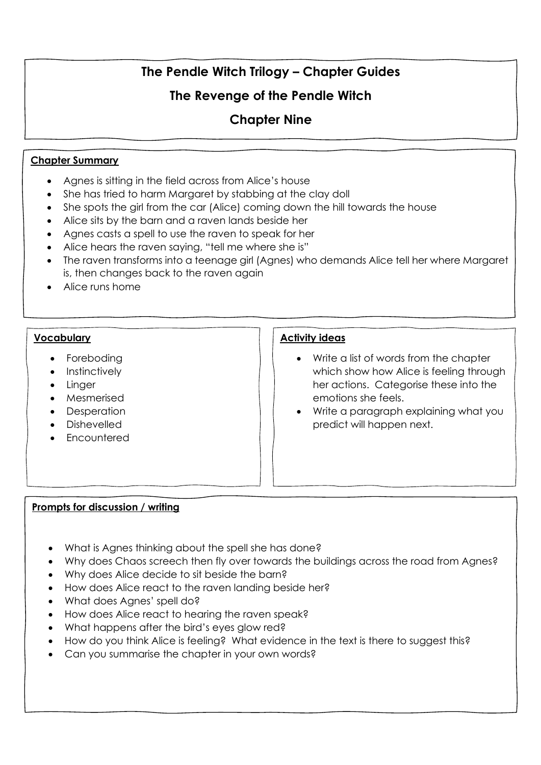# The Pendle Witch Trilogy – Chapter Guides

## The Revenge of the Pendle Witch

## Chapter Nine

### Chapter Summary

- Agnes is sitting in the field across from Alice's house
- She has tried to harm Margaret by stabbing at the clay doll
- She spots the girl from the car (Alice) coming down the hill towards the house
- Alice sits by the barn and a raven lands beside her
- Agnes casts a spell to use the raven to speak for her
- Alice hears the raven saying, "tell me where she is"
- The raven transforms into a teenage girl (Agnes) who demands Alice tell her where Margaret is, then changes back to the raven again
- Alice runs home

### Vocabulary

- Foreboding
- Instinctively
- Linger
- Mesmerised
- Desperation
- Dishevelled
- Encountered

### Activity ideas

- Write a list of words from the chapter which show how Alice is feeling through her actions. Categorise these into the emotions she feels.
- Write a paragraph explaining what you predict will happen next.

### Prompts for discussion / writing

- What is Agnes thinking about the spell she has done?
- Why does Chaos screech then fly over towards the buildings across the road from Agnes?
- Why does Alice decide to sit beside the barn?
- How does Alice react to the raven landing beside her?
- What does Agnes' spell do?
- How does Alice react to hearing the raven speak?
- What happens after the bird's eyes glow red?
- How do you think Alice is feeling? What evidence in the text is there to suggest this?
- Can you summarise the chapter in your own words?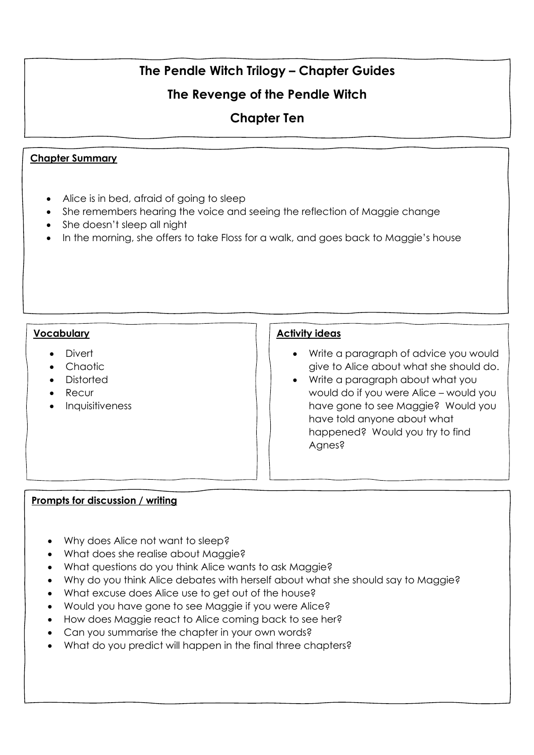# The Pendle Witch Trilogy – Chapter Guides

## The Revenge of the Pendle Witch

## Chapter Ten

### Chapter Summary

- Alice is in bed, afraid of going to sleep
- She remembers hearing the voice and seeing the reflection of Maggie change
- She doesn't sleep all night
- In the morning, she offers to take Floss for a walk, and goes back to Maggie's house

### Vocabulary

- Divert
- Chaotic
- Distorted
- Recur
- Inquisitiveness

### Activity ideas

- Write a paragraph of advice you would give to Alice about what she should do.
- Write a paragraph about what you would do if you were Alice – would you have gone to see Maggie? Would you have told anyone about what happened? Would you try to find Agnes?

### Prompts for discussion / writing

- Why does Alice not want to sleep?
- What does she realise about Maggie?
- What questions do you think Alice wants to ask Maggie?
- Why do you think Alice debates with herself about what she should say to Maggie?
- What excuse does Alice use to get out of the house?
- Would you have gone to see Maggie if you were Alice?
- How does Maggie react to Alice coming back to see her?
- Can you summarise the chapter in your own words?
- What do you predict will happen in the final three chapters?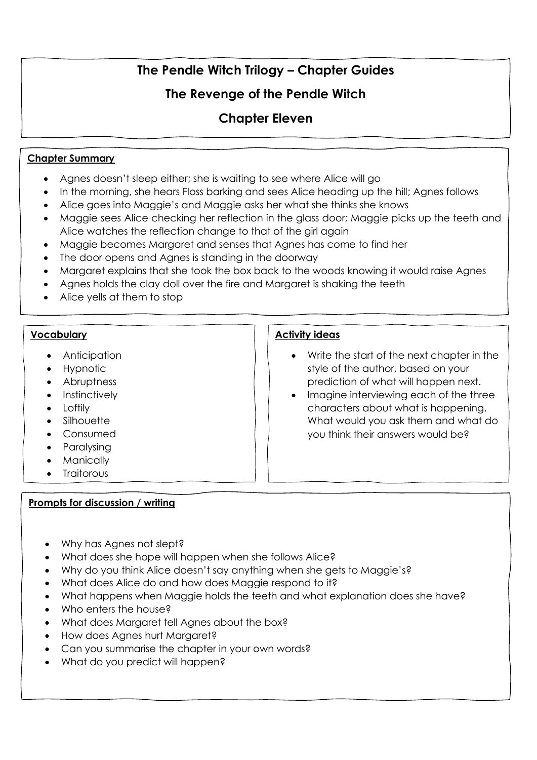# The Pendle Witch Trilogy – Chapter Guides

## The Revenge of the Pendle Witch

## Chapter Eleven

### Chapter Summary

- Agnes doesn't sleep either; she is waiting to see where Alice will go
- In the morning, she hears Floss barking and sees Alice heading up the hill; Agnes follows
- Alice goes into Maggie's and Maggie asks her what she thinks she knows
- Maggie sees Alice checking her reflection in the glass door; Maggie picks up the teeth and Alice watches the reflection change to that of the girl again
- Maggie becomes Margaret and senses that Agnes has come to find her
- The door opens and Agnes is standing in the doorway
- Margaret explains that she took the box back to the woods knowing it would raise Agnes
- Agnes holds the clay doll over the fire and Margaret is shaking the teeth
- Alice yells at them to stop

### Vocabulary

- Anticipation
- Hypnotic
- Abruptness
- Instinctively
- Loftily
- Silhouette
- Consumed
- Paralysing
- Manically
- Traitorous

### Activity ideas

- Write the start of the next chapter in the style of the author, based on your prediction of what will happen next.
- Imagine interviewing each of the three characters about what is happening. What would you ask them and what do you think their answers would be?

### Prompts for discussion / writing

- Why has Agnes not slept?
- What does she hope will happen when she follows Alice?
- Why do you think Alice doesn't say anything when she gets to Maggie's?
- What does Alice do and how does Maggie respond to it?
- What happens when Maggie holds the teeth and what explanation does she have?
- Who enters the house?
- What does Margaret tell Agnes about the box?
- How does Agnes hurt Margaret?
- Can you summarise the chapter in your own words?
- What do you predict will happen?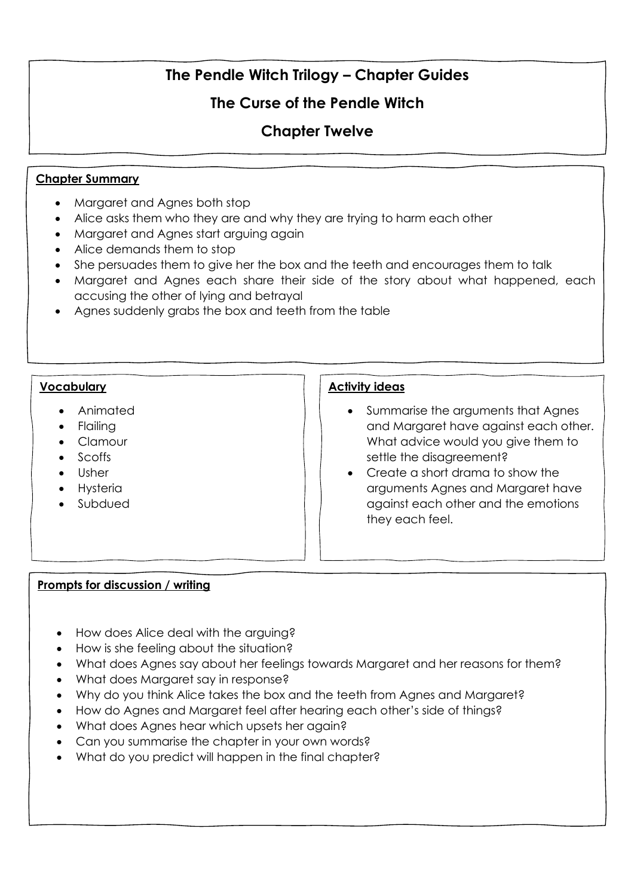# The Pendle Witch Trilogy – Chapter Guides

## The Curse of the Pendle Witch

## Chapter Twelve

**Chapter Summary**

- Margaret and Agnes both stop
- Alice asks them who they are and why they are trying to harm each other
- Margaret and Agnes start arguing again
- Alice demands them to stop
- She persuades them to give her the box and the teeth and encourages them to talk
- Margaret and Agnes each share their side of the story about what happened, each accusing the other of lying and betrayal
- Agnes suddenly grabs the box and teeth from the table

**Vocabulary**

- Animated
- Flailing
- Clamour
- Scoffs
- Usher
- Hysteria
- Subdued

**Activity ideas**

- Summarise the arguments that Agnes and Margaret have against each other. What advice would you give them to settle the disagreement?
- Create a short drama to show the arguments Agnes and Margaret have against each other and the emotions they each feel.

**Prompts for discussion / writing**

- How does Alice deal with the arguing?
- How is she feeling about the situation?
- What does Agnes say about her feelings towards Margaret and her reasons for them?
- What does Margaret say in response?
- Why do you think Alice takes the box and the teeth from Agnes and Margaret?
- How do Agnes and Margaret feel after hearing each other's side of things?
- What does Agnes hear which upsets her again?
- Can you summarise the chapter in your own words?
- What do you predict will happen in the final chapter?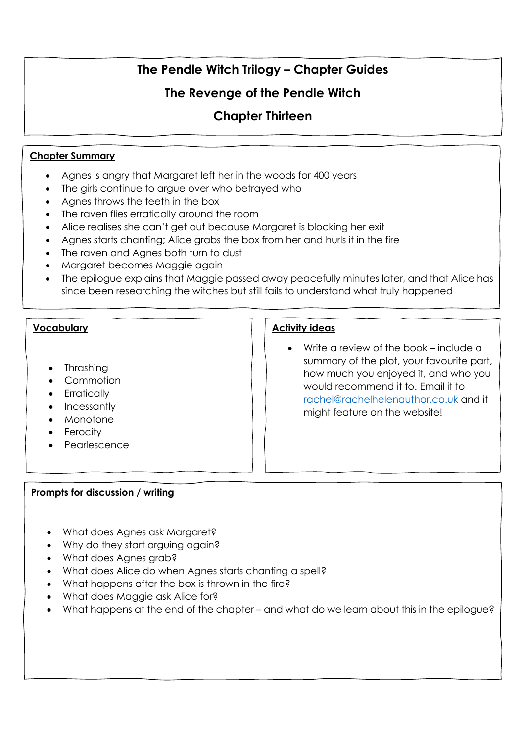# The Pendle Witch Trilogy – Chapter Guides

## The Revenge of the Pendle Witch

## Chapter Thirteen

### Chapter Summary

- Agnes is angry that Margaret left her in the woods for 400 years
- The girls continue to argue over who betrayed who
- Agnes throws the teeth in the box
- The raven flies erratically around the room
- Alice realises she can't get out because Margaret is blocking her exit
- Agnes starts chanting; Alice grabs the box from her and hurls it in the fire
- The raven and Agnes both turn to dust
- Margaret becomes Maggie again
- The epilogue explains that Maggie passed away peacefully minutes later, and that Alice has since been researching the witches but still fails to understand what truly happened

### Vocabulary

- Thrashing
- Commotion
- Erratically
- Incessantly
- Monotone
- Ferocity
- Pearlescence

### Activity ideas

- Write a review of the book – include a summary of the plot, your favourite part, how much you enjoyed it, and who you would recommend it to. Email it to rachel@rachelhelenauthor.co.uk and it might feature on the website!

### Prompts for discussion / writing

- What does Agnes ask Margaret?
- Why do they start arguing again?
- What does Agnes grab?
- What does Alice do when Agnes starts chanting a spell?
- What happens after the box is thrown in the fire?
- What does Maggie ask Alice for?
- What happens at the end of the chapter – and what do we learn about this in the epilogue?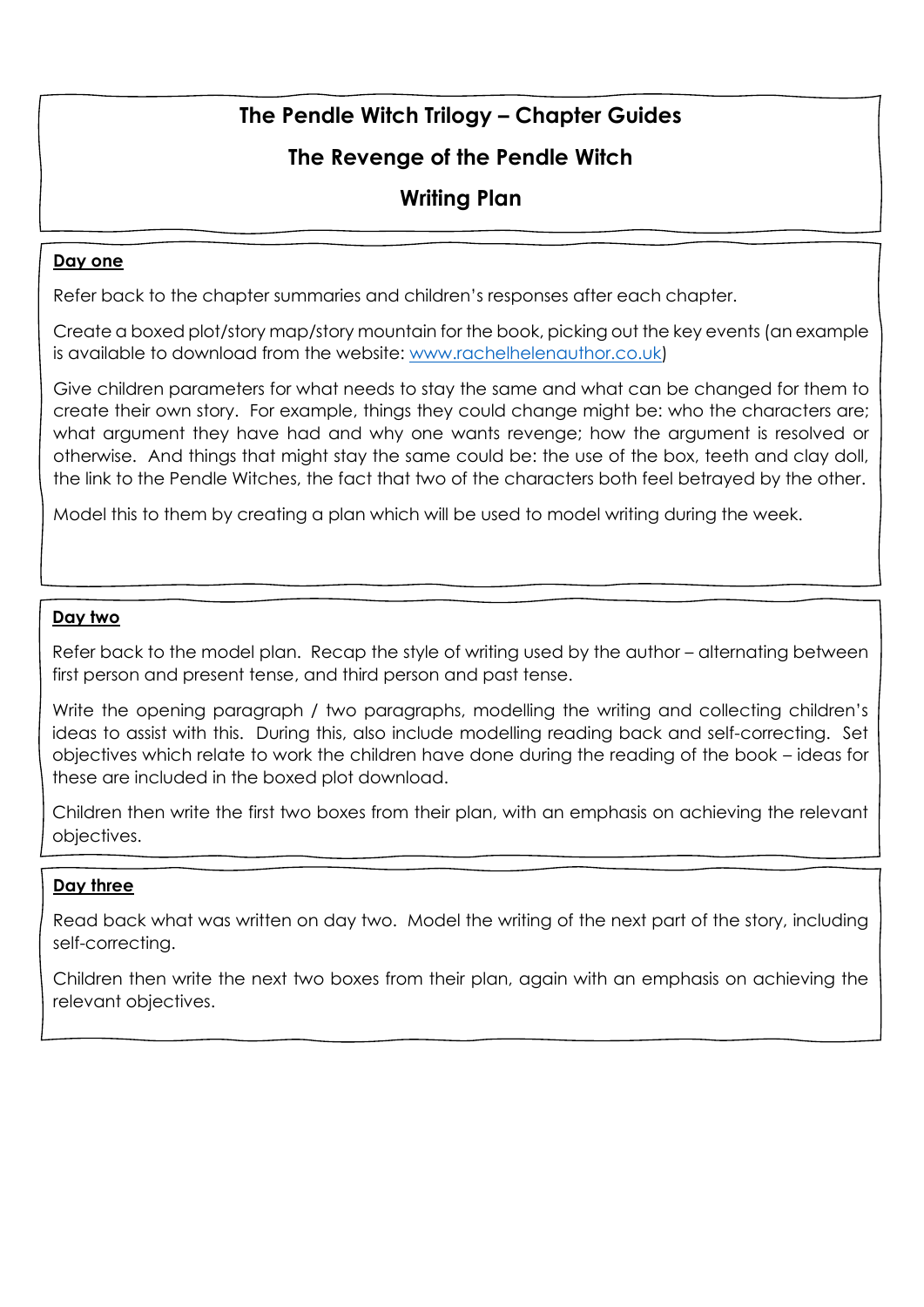# The Pendle Witch Trilogy – Chapter Guides

## The Revenge of the Pendle Witch

## Writing Plan

**Day one**

Refer back to the chapter summaries and children's responses after each chapter.

Create a boxed plot/story map/story mountain for the book, picking out the key events (an example is available to download from the website: [www.rachelhelenauthor.co.uk](www.rachelhelenauthor.co.uk))

Give children parameters for what needs to stay the same and what can be changed for them to create their own story. For example, things they could change might be: who the characters are; what argument they have had and why one wants revenge; how the argument is resolved or otherwise. And things that might stay the same could be: the use of the box, teeth and clay doll, the link to the Pendle Witches, the fact that two of the characters both feel betrayed by the other.

Model this to them by creating a plan which will be used to model writing during the week.

**Day two**

Refer back to the model plan. Recap the style of writing used by the author – alternating between first person and present tense, and third person and past tense.

Write the opening paragraph / two paragraphs, modelling the writing and collecting children's ideas to assist with this. During this, also include modelling reading back and self-correcting. Set objectives which relate to work the children have done during the reading of the book – ideas for these are included in the boxed plot download.

Children then write the first two boxes from their plan, with an emphasis on achieving the relevant objectives.

**Day three**

Read back what was written on day two. Model the writing of the next part of the story, including self-correcting.

Children then write the next two boxes from their plan, again with an emphasis on achieving the relevant objectives.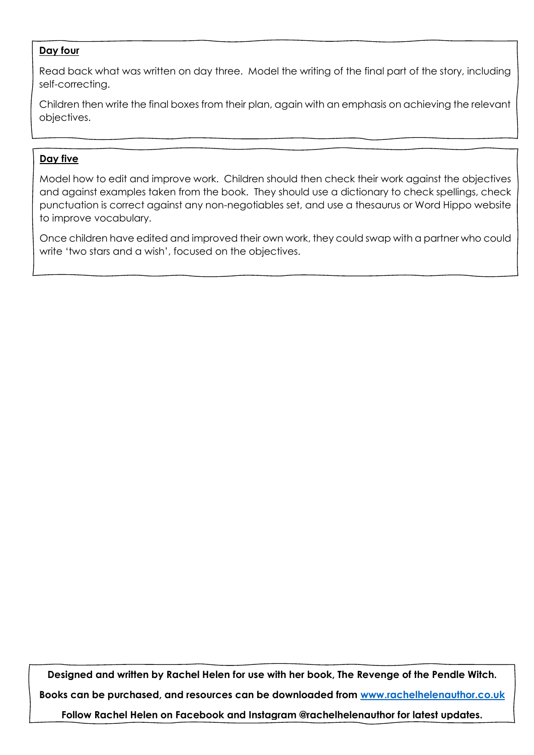**Day four**

Read back what was written on day three. Model the writing of the final part of the story, including self-correcting.

Children then write the final boxes from their plan, again with an emphasis on achieving the relevant objectives.

**Day five**

Model how to edit and improve work. Children should then check their work against the objectives and against examples taken from the book. They should use a dictionary to check spellings, check punctuation is correct against any non-negotiables set, and use a thesaurus or Word Hippo website to improve vocabulary.

Once children have edited and improved their own work, they could swap with a partner who could write 'two stars and a wish', focused on the objectives.

**Designed and written by Rachel Helen for use with her book, The Revenge of the Pendle Witch.**

**Books can be purchased, and resources can be downloaded from [www.rachelhelenauthor.co.uk](http://www.rachelhelenauthor.co.uk)**

**Follow Rachel Helen on Facebook and Instagram @rachelhelenauthor for latest updates.**